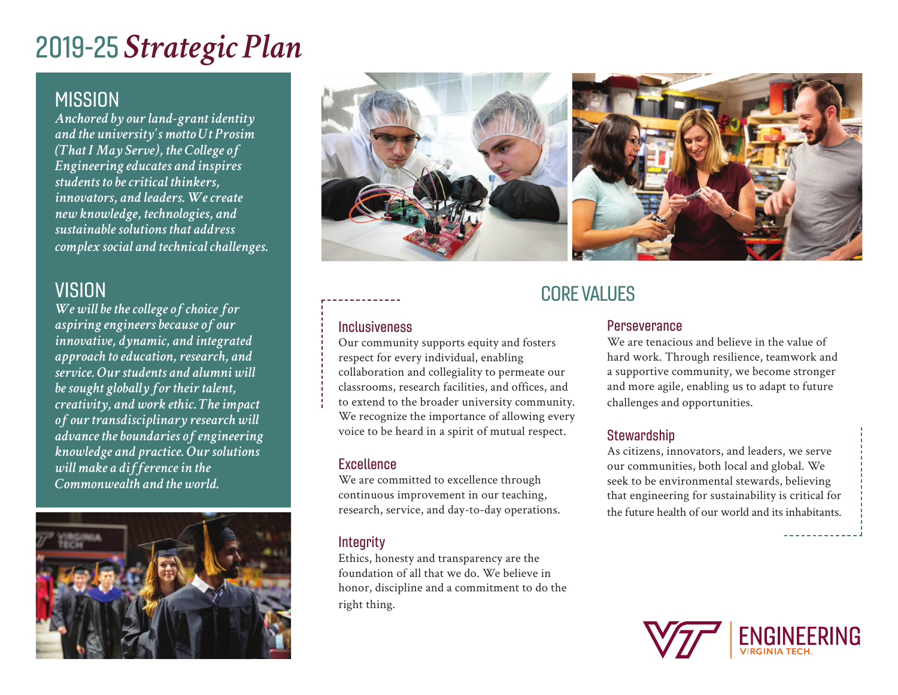# 2019-25 *Strategic Plan*

## MISSION

*Anchored by our land-grant identity and the university's motto Ut Prosim (That I May Serve), the College of Engineering educates and inspires students to be critical thinkers, innovators, and leaders. We create new knowledge, technologies, and sustainable solutions that address complex social and technical challenges.*

## VISION

*We will be the college of choice for aspiring engineers because of our innovative, dynamic, and integrated approach to education, research, and service. Our students and alumni will be sought globally for their talent, creativity, and work ethic. The impact of our transdisciplinary research will advance the boundaries of engineering knowledge and practice. Our solutions will make a difference in the Commonwealth and the world.*

## CORE VALUES

### Inclusiveness

Our community supports equity and fosters respect for every individual, enabling collaboration and collegiality to permeate our classrooms, research facilities, and offices, and to extend to the broader university community. We recognize the importance of allowing every voice to be heard in a spirit of mutual respect.

### Excellence

We are committed to excellence through continuous improvement in our teaching, research, service, and day-to-day operations.

### Integrity

Ethics, honesty and transparency are the foundation of all that we do. We believe in honor, discipline and a commitment to do the right thing.

### Perseverance

We are tenacious and believe in the value of hard work. Through resilience, teamwork and a supportive community, we become stronger and more agile, enabling us to adapt to future challenges and opportunities.

### Stewardship

As citizens, innovators, and leaders, we serve our communities, both local and global. We seek to be environmental stewards, believing that engineering for sustainability is critical for the future health of our world and its inhabitants.

ENGINEERING VIRGINIA TECH.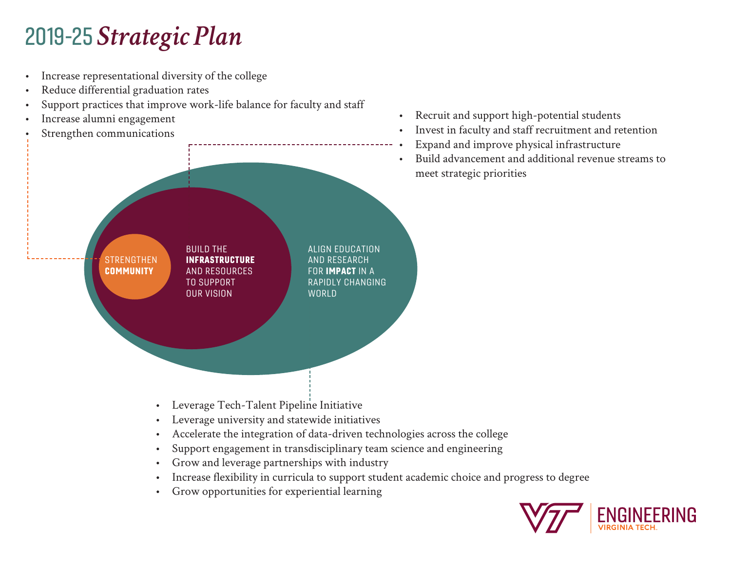# 2019-25 *Strategic Plan*

- Increase representational diversity of the college
- Reduce differential graduation rates
- Support practices that improve work-life balance for faculty and staff
- Increase alumni engagement
- Strengthen communications

- Recruit and support high-potential students
- Invest in faculty and staff recruitment and retention
- Expand and improve physical infrastructure
- Build advancement and additional revenue streams to meet strategic priorities

STRENGTHEN **COMMUNITY**

BUILD THE **INFRASTRUCTURE** AND RESOURCES TO SUPPORT OUR VISION

ALIGN EDUCATION AND RESEARCH FOR **IMPACT** IN A RAPIDLY CHANGING WORLD

- Leverage Tech-Talent Pipeline Initiative
- Leverage university and statewide initiatives
- Accelerate the integration of data-driven technologies across the college
- Support engagement in transdisciplinary team science and engineering
- Grow and leverage partnerships with industry
- Increase flexibility in curricula to support student academic choice and progress to degree
- Grow opportunities for experiential learning

VT ENGINEERING VIRGINIA TECH.